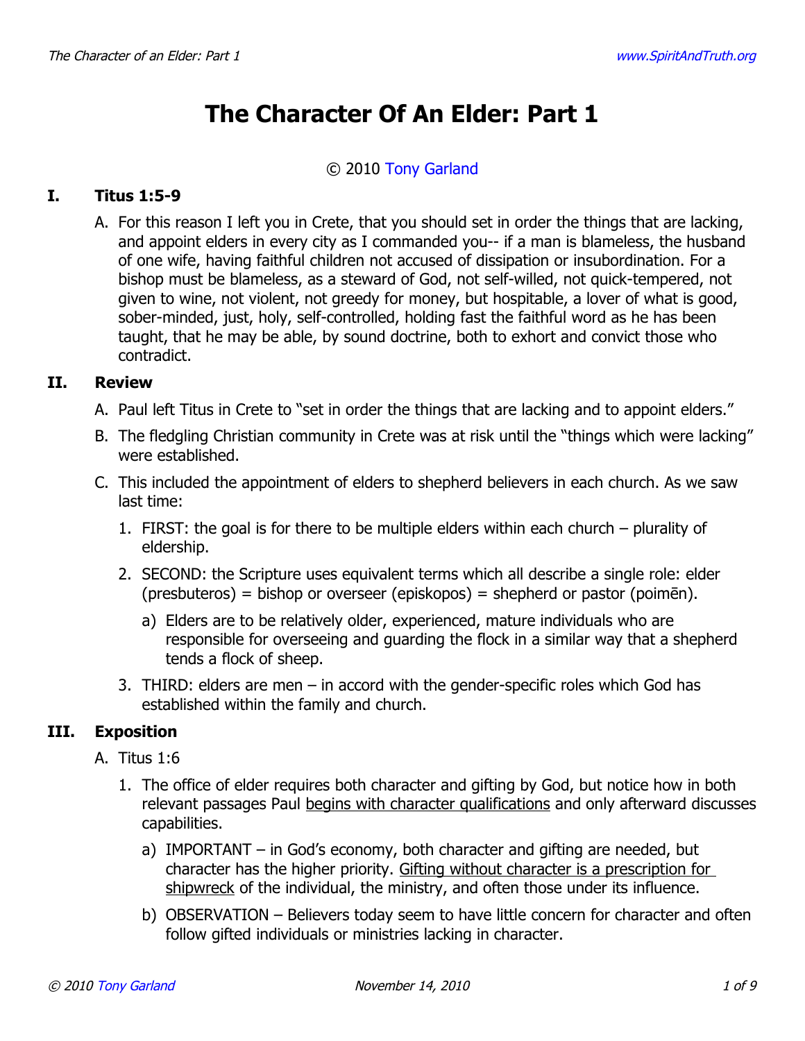# The Character Of An Elder: Part 1

© 2010 Tony Garland

## I. Titus 1:5-9

A. For this reason I left you in Crete, that you should set in order the things that are lacking, and appoint elders in every city as I commanded you-- if a man is blameless, the husband of one wife, having faithful children not accused of dissipation or insubordination. For a bishop must be blameless, as a steward of God, not self-willed, not quick-tempered, not given to wine, not violent, not greedy for money, but hospitable, a lover of what is good, sober-minded, just, holy, self-controlled, holding fast the faithful word as he has been taught, that he may be able, by sound doctrine, both to exhort and convict those who contradict.

## II. Review

A. Paul left Titus in Crete to "set in order the things that are lacking and to appoint elders."

B. The fledgling Christian community in Crete was at risk until the "things which were lacking" were established.

C. This included the appointment of elders to shepherd believers in each church. As we saw last time:

1. FIRST: the goal is for there to be multiple elders within each church – plurality of eldership.
2. SECOND: the Scripture uses equivalent terms which all describe a single role: elder (presbuteros) = bishop or overseer (episkopos) = shepherd or pastor (poimēn).
    a) Elders are to be relatively older, experienced, mature individuals who are responsible for overseeing and guarding the flock in a similar way that a shepherd tends a flock of sheep.
3. THIRD: elders are men – in accord with the gender-specific roles which God has established within the family and church.

## III. Exposition

A. Titus 1:6

1. The office of elder requires both character and gifting by God, but notice how in both relevant passages Paul <u>begins with character qualifications</u> and only afterward discusses capabilities.
    a) IMPORTANT – in God's economy, both character and gifting are needed, but character has the higher priority. <u>Gifting without character is a prescription for shipwreck</u> of the individual, the ministry, and often those under its influence.
    b) OBSERVATION – Believers today seem to have little concern for character and often follow gifted individuals or ministries lacking in character.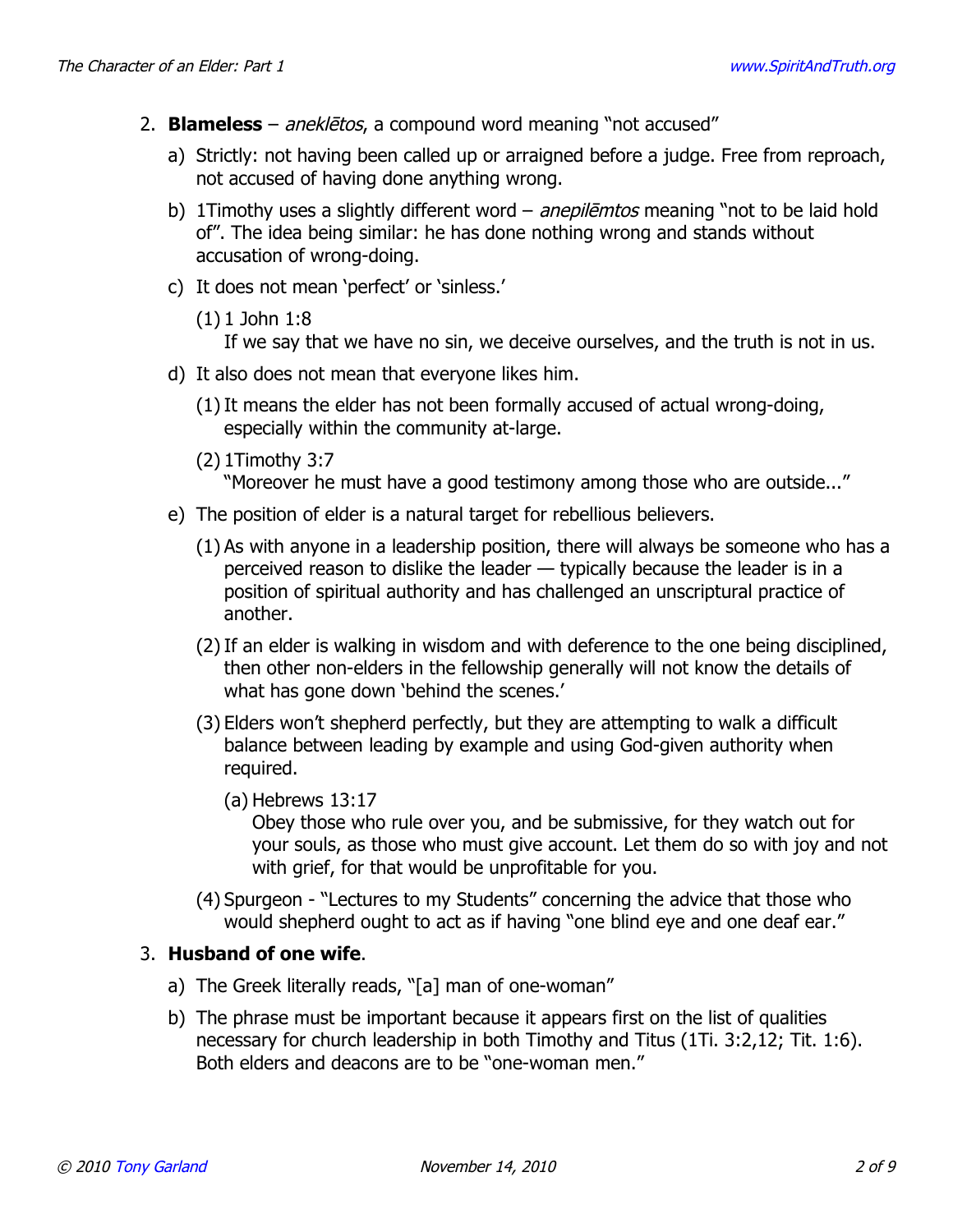2. **Blameless** – *aneklētos*, a compound word meaning "not accused"

    a) Strictly: not having been called up or arraigned before a judge. Free from reproach, not accused of having done anything wrong.

    b) 1Timothy uses a slightly different word – *anepilēmtos* meaning "not to be laid hold of". The idea being similar: he has done nothing wrong and stands without accusation of wrong-doing.

    c) It does not mean 'perfect' or 'sinless.'

        (1) 1 John 1:8
        If we say that we have no sin, we deceive ourselves, and the truth is not in us.

    d) It also does not mean that everyone likes him.

        (1) It means the elder has not been formally accused of actual wrong-doing, especially within the community at-large.

        (2) 1Timothy 3:7
        "Moreover he must have a good testimony among those who are outside..."

    e) The position of elder is a natural target for rebellious believers.

        (1) As with anyone in a leadership position, there will always be someone who has a perceived reason to dislike the leader — typically because the leader is in a position of spiritual authority and has challenged an unscriptural practice of another.

        (2) If an elder is walking in wisdom and with deference to the one being disciplined, then other non-elders in the fellowship generally will not know the details of what has gone down 'behind the scenes.'

        (3) Elders won't shepherd perfectly, but they are attempting to walk a difficult balance between leading by example and using God-given authority when required.

            (a) Hebrews 13:17
            Obey those who rule over you, and be submissive, for they watch out for your souls, as those who must give account. Let them do so with joy and not with grief, for that would be unprofitable for you.

        (4) Spurgeon - "Lectures to my Students" concerning the advice that those who would shepherd ought to act as if having "one blind eye and one deaf ear."

3. **Husband of one wife**.

    a) The Greek literally reads, "[a] man of one-woman"

    b) The phrase must be important because it appears first on the list of qualities necessary for church leadership in both Timothy and Titus (1Ti. 3:2,12; Tit. 1:6). Both elders and deacons are to be "one-woman men."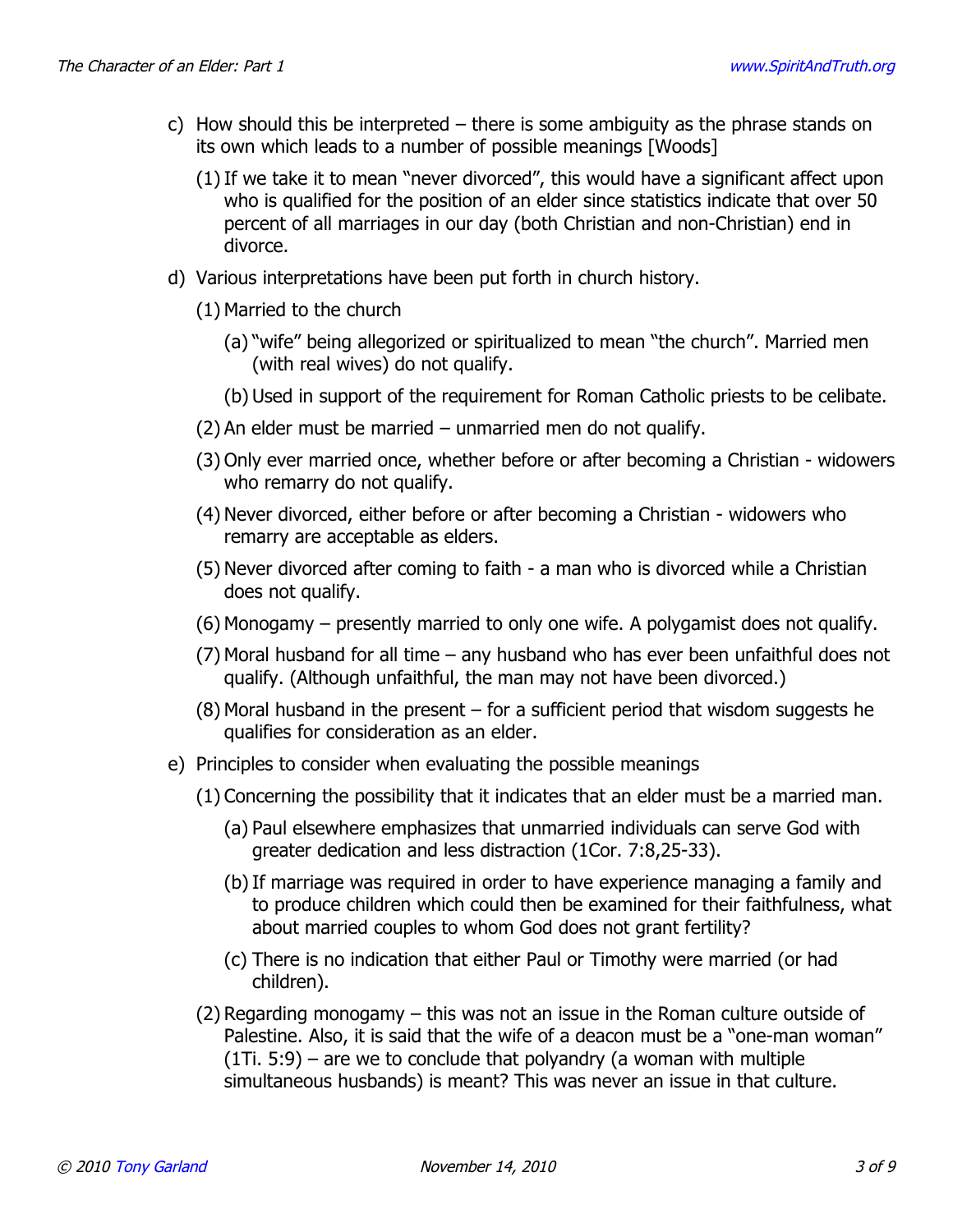c) How should this be interpreted – there is some ambiguity as the phrase stands on its own which leads to a number of possible meanings [Woods]

   (1) If we take it to mean "never divorced", this would have a significant affect upon who is qualified for the position of an elder since statistics indicate that over 50 percent of all marriages in our day (both Christian and non-Christian) end in divorce.

d) Various interpretations have been put forth in church history.

   (1) Married to the church

      (a) "wife" being allegorized or spiritualized to mean "the church". Married men (with real wives) do not qualify.

      (b) Used in support of the requirement for Roman Catholic priests to be celibate.

   (2) An elder must be married – unmarried men do not qualify.

   (3) Only ever married once, whether before or after becoming a Christian - widowers who remarry do not qualify.

   (4) Never divorced, either before or after becoming a Christian - widowers who remarry are acceptable as elders.

   (5) Never divorced after coming to faith - a man who is divorced while a Christian does not qualify.

   (6) Monogamy – presently married to only one wife. A polygamist does not qualify.

   (7) Moral husband for all time – any husband who has ever been unfaithful does not qualify. (Although unfaithful, the man may not have been divorced.)

   (8) Moral husband in the present – for a sufficient period that wisdom suggests he qualifies for consideration as an elder.

e) Principles to consider when evaluating the possible meanings

   (1) Concerning the possibility that it indicates that an elder must be a married man.

      (a) Paul elsewhere emphasizes that unmarried individuals can serve God with greater dedication and less distraction (1Cor. 7:8,25-33).

      (b) If marriage was required in order to have experience managing a family and to produce children which could then be examined for their faithfulness, what about married couples to whom God does not grant fertility?

      (c) There is no indication that either Paul or Timothy were married (or had children).

   (2) Regarding monogamy – this was not an issue in the Roman culture outside of Palestine. Also, it is said that the wife of a deacon must be a "one-man woman" (1Ti. 5:9) – are we to conclude that polyandry (a woman with multiple simultaneous husbands) is meant? This was never an issue in that culture.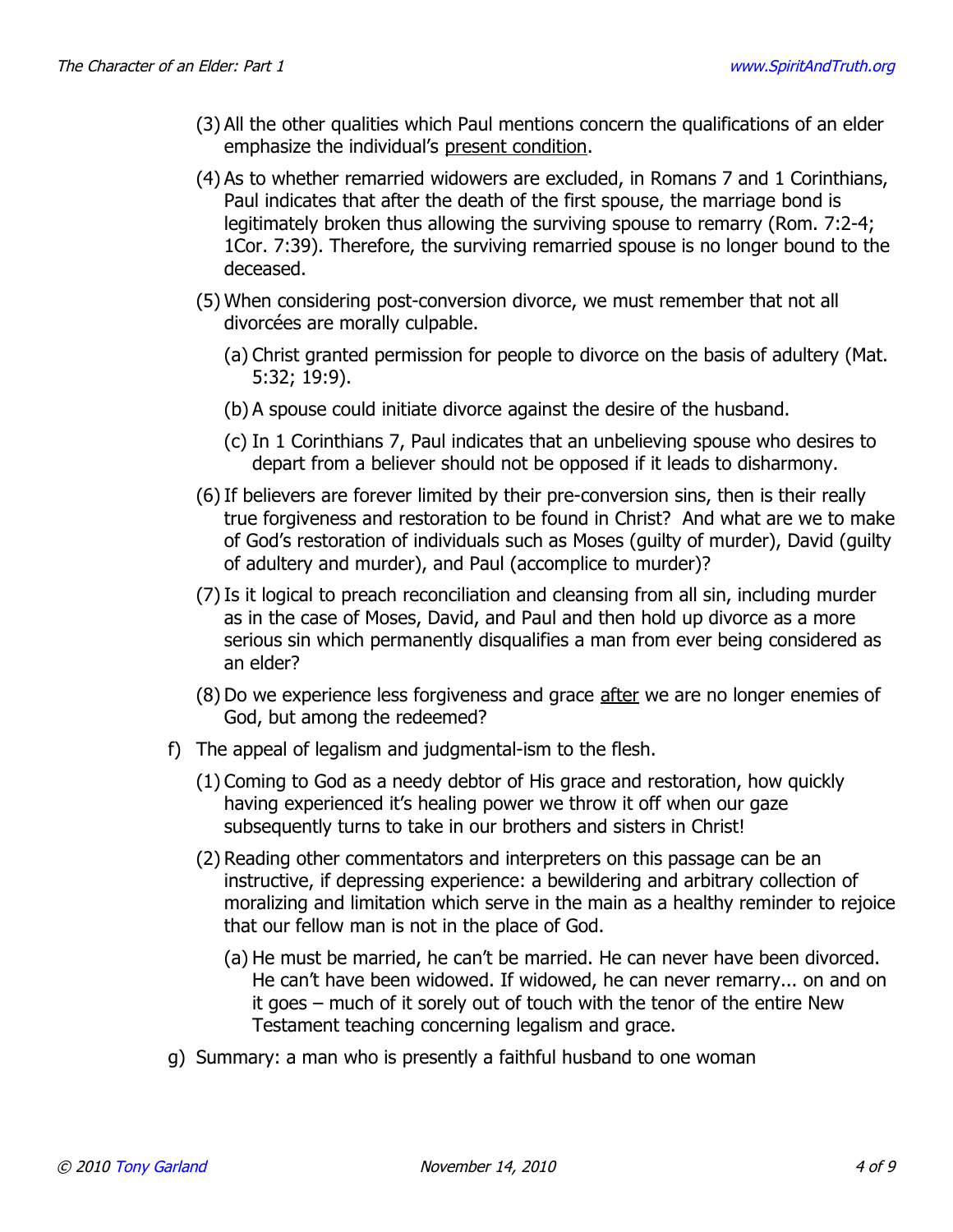(3) All the other qualities which Paul mentions concern the qualifications of an elder emphasize the individual's <u>present condition</u>.

(4) As to whether remarried widowers are excluded, in Romans 7 and 1 Corinthians, Paul indicates that after the death of the first spouse, the marriage bond is legitimately broken thus allowing the surviving spouse to remarry (Rom. 7:2-4; 1Cor. 7:39). Therefore, the surviving remarried spouse is no longer bound to the deceased.

(5) When considering post-conversion divorce, we must remember that not all divorcées are morally culpable.

  (a) Christ granted permission for people to divorce on the basis of adultery (Mat. 5:32; 19:9).

  (b) A spouse could initiate divorce against the desire of the husband.

  (c) In 1 Corinthians 7, Paul indicates that an unbelieving spouse who desires to depart from a believer should not be opposed if it leads to disharmony.

(6) If believers are forever limited by their pre-conversion sins, then is their really true forgiveness and restoration to be found in Christ? And what are we to make of God's restoration of individuals such as Moses (guilty of murder), David (guilty of adultery and murder), and Paul (accomplice to murder)?

(7) Is it logical to preach reconciliation and cleansing from all sin, including murder as in the case of Moses, David, and Paul and then hold up divorce as a more serious sin which permanently disqualifies a man from ever being considered as an elder?

(8) Do we experience less forgiveness and grace <u>after</u> we are no longer enemies of God, but among the redeemed?

f) The appeal of legalism and judgmental-ism to the flesh.

(1) Coming to God as a needy debtor of His grace and restoration, how quickly having experienced it's healing power we throw it off when our gaze subsequently turns to take in our brothers and sisters in Christ!

(2) Reading other commentators and interpreters on this passage can be an instructive, if depressing experience: a bewildering and arbitrary collection of moralizing and limitation which serve in the main as a healthy reminder to rejoice that our fellow man is not in the place of God.

  (a) He must be married, he can't be married. He can never have been divorced. He can't have been widowed. If widowed, he can never remarry... on and on it goes – much of it sorely out of touch with the tenor of the entire New Testament teaching concerning legalism and grace.

g) Summary: a man who is presently a faithful husband to one woman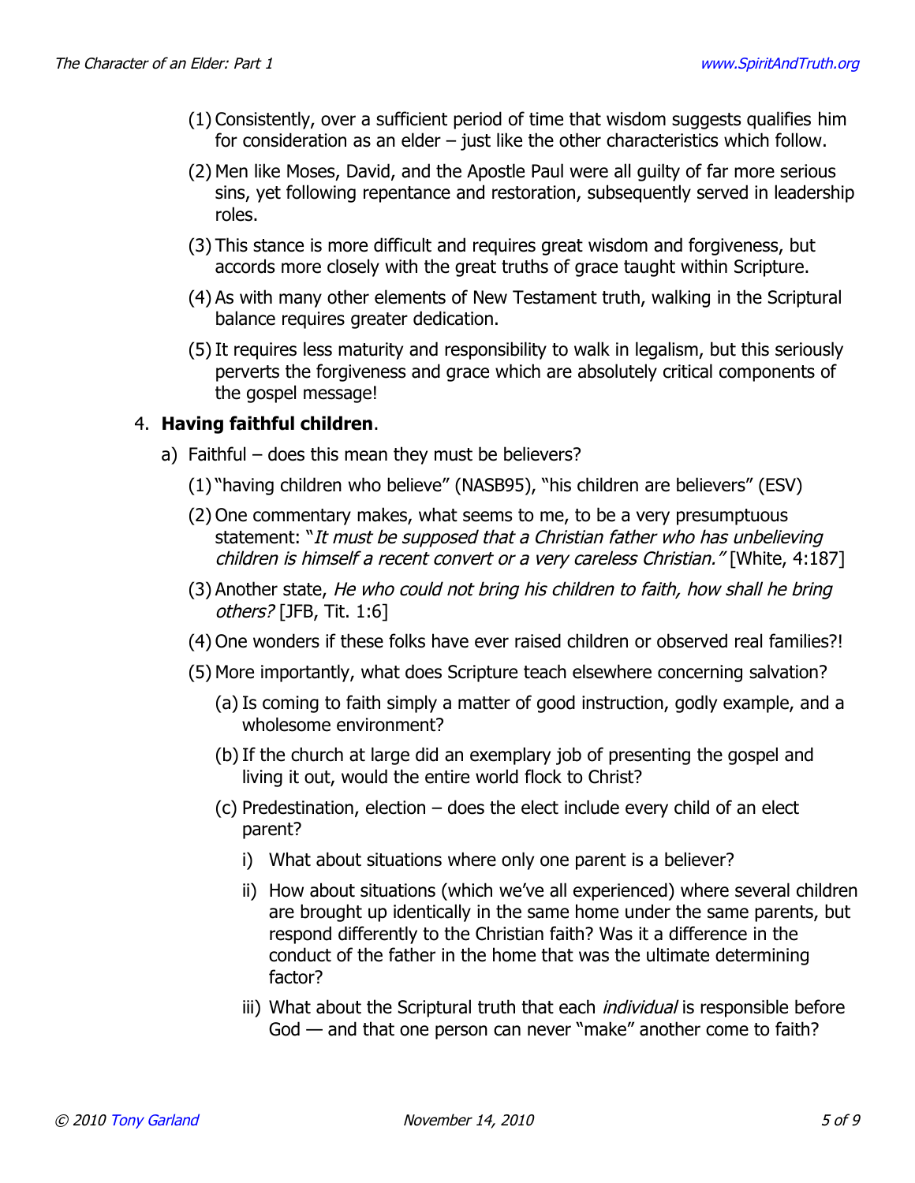(1) Consistently, over a sufficient period of time that wisdom suggests qualifies him for consideration as an elder – just like the other characteristics which follow.

(2) Men like Moses, David, and the Apostle Paul were all guilty of far more serious sins, yet following repentance and restoration, subsequently served in leadership roles.

(3) This stance is more difficult and requires great wisdom and forgiveness, but accords more closely with the great truths of grace taught within Scripture.

(4) As with many other elements of New Testament truth, walking in the Scriptural balance requires greater dedication.

(5) It requires less maturity and responsibility to walk in legalism, but this seriously perverts the forgiveness and grace which are absolutely critical components of the gospel message!

4. **Having faithful children**.

   a) Faithful – does this mean they must be believers?

      (1) "having children who believe" (NASB95), "his children are believers" (ESV)

      (2) One commentary makes, what seems to me, to be a very presumptuous statement: "*It must be supposed that a Christian father who has unbelieving children is himself a recent convert or a very careless Christian.*" [White, 4:187]

      (3) Another state, *He who could not bring his children to faith, how shall he bring others?* [JFB, Tit. 1:6]

      (4) One wonders if these folks have ever raised children or observed real families?!

      (5) More importantly, what does Scripture teach elsewhere concerning salvation?

         (a) Is coming to faith simply a matter of good instruction, godly example, and a wholesome environment?

         (b) If the church at large did an exemplary job of presenting the gospel and living it out, would the entire world flock to Christ?

         (c) Predestination, election – does the elect include every child of an elect parent?

            i) What about situations where only one parent is a believer?

            ii) How about situations (which we've all experienced) where several children are brought up identically in the same home under the same parents, but respond differently to the Christian faith? Was it a difference in the conduct of the father in the home that was the ultimate determining factor?

            iii) What about the Scriptural truth that each *individual* is responsible before God — and that one person can never "make" another come to faith?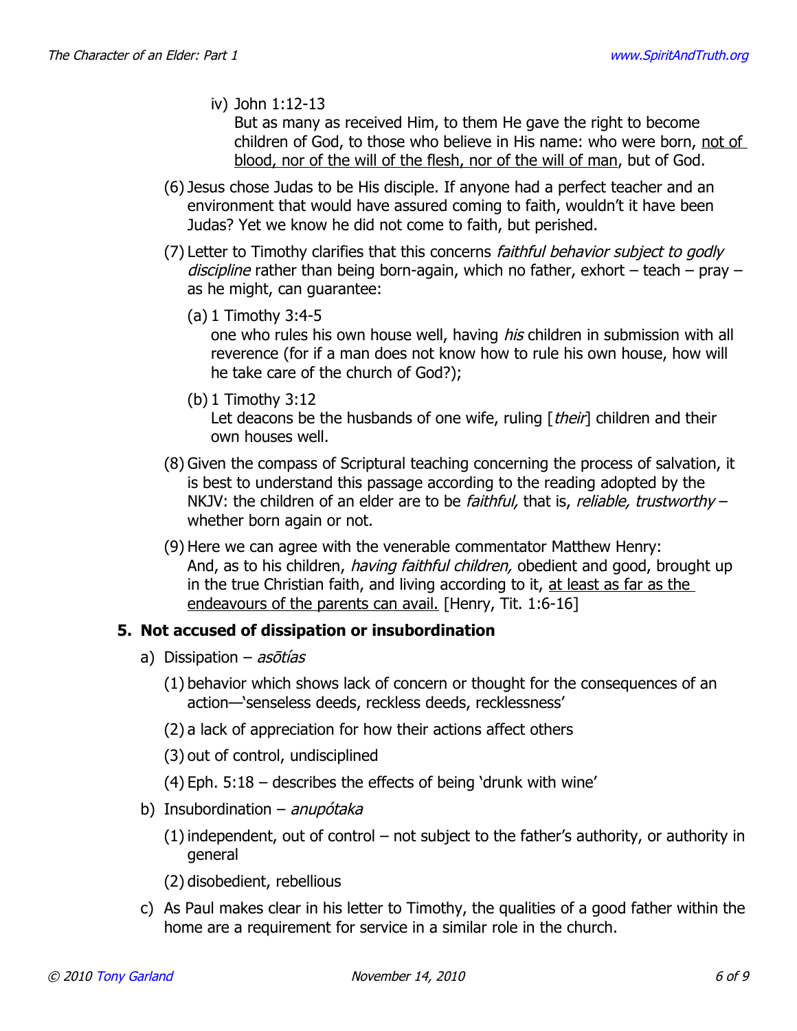iv) John 1:12-13
But as many as received Him, to them He gave the right to become children of God, to those who believe in His name: who were born, <u>not of blood, nor of the will of the flesh, nor of the will of man</u>, but of God.

(6) Jesus chose Judas to be His disciple. If anyone had a perfect teacher and an environment that would have assured coming to faith, wouldn't it have been Judas? Yet we know he did not come to faith, but perished.

(7) Letter to Timothy clarifies that this concerns *faithful behavior subject to godly discipline* rather than being born-again, which no father, exhort – teach – pray – as he might, can guarantee:

(a) 1 Timothy 3:4-5
one who rules his own house well, having *his* children in submission with all reverence (for if a man does not know how to rule his own house, how will he take care of the church of God?);

(b) 1 Timothy 3:12
Let deacons be the husbands of one wife, ruling [*their*] children and their own houses well.

(8) Given the compass of Scriptural teaching concerning the process of salvation, it is best to understand this passage according to the reading adopted by the NKJV: the children of an elder are to be *faithful,* that is, *reliable, trustworthy* – whether born again or not.

(9) Here we can agree with the venerable commentator Matthew Henry:
And, as to his children, *having faithful children,* obedient and good, brought up in the true Christian faith, and living according to it, <u>at least as far as the endeavours of the parents can avail.</u> [Henry, Tit. 1:6-16]

## 5. Not accused of dissipation or insubordination

a) Dissipation – *asōtías*

(1) behavior which shows lack of concern or thought for the consequences of an action—'senseless deeds, reckless deeds, recklessness'

(2) a lack of appreciation for how their actions affect others

(3) out of control, undisciplined

(4) Eph. 5:18 – describes the effects of being 'drunk with wine'

b) Insubordination – *anupótaka*

(1) independent, out of control – not subject to the father's authority, or authority in general

(2) disobedient, rebellious

c) As Paul makes clear in his letter to Timothy, the qualities of a good father within the home are a requirement for service in a similar role in the church.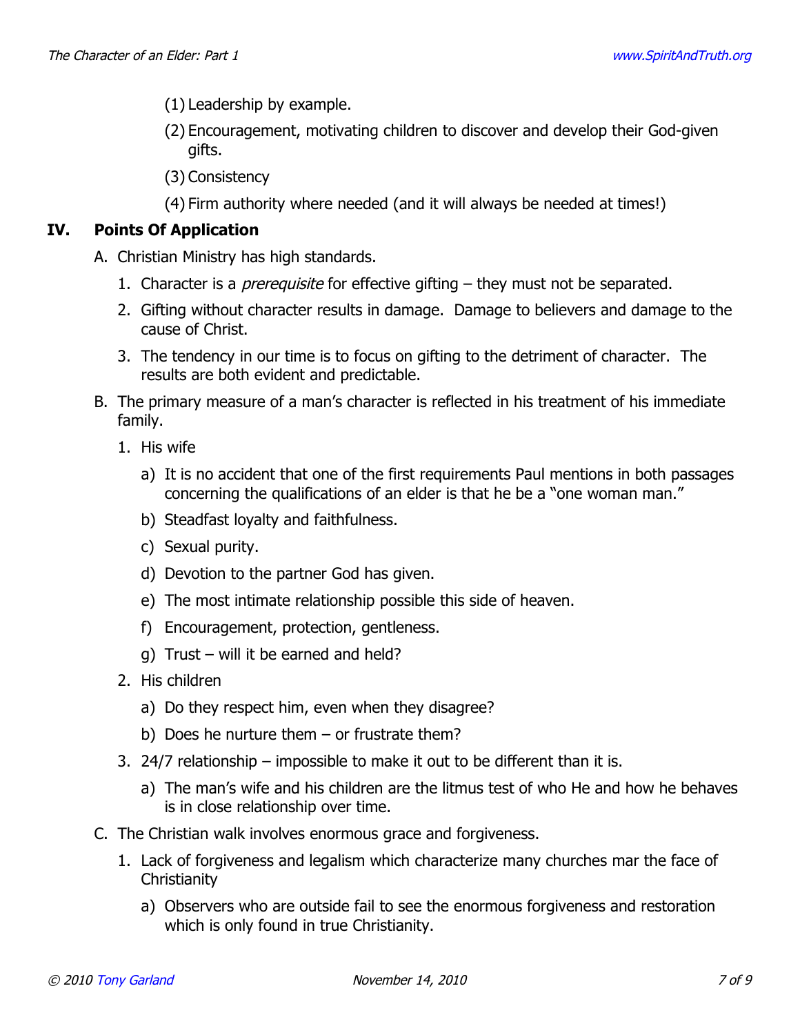(1) Leadership by example.

(2) Encouragement, motivating children to discover and develop their God-given gifts.

(3) Consistency

(4) Firm authority where needed (and it will always be needed at times!)

## IV. Points Of Application

A. Christian Ministry has high standards.

1. Character is a *prerequisite* for effective gifting – they must not be separated.
2. Gifting without character results in damage. Damage to believers and damage to the cause of Christ.
3. The tendency in our time is to focus on gifting to the detriment of character. The results are both evident and predictable.

B. The primary measure of a man's character is reflected in his treatment of his immediate family.

1. His wife
   a) It is no accident that one of the first requirements Paul mentions in both passages concerning the qualifications of an elder is that he be a "one woman man."
   b) Steadfast loyalty and faithfulness.
   c) Sexual purity.
   d) Devotion to the partner God has given.
   e) The most intimate relationship possible this side of heaven.
   f) Encouragement, protection, gentleness.
   g) Trust – will it be earned and held?
2. His children
   a) Do they respect him, even when they disagree?
   b) Does he nurture them – or frustrate them?
3. 24/7 relationship – impossible to make it out to be different than it is.
   a) The man's wife and his children are the litmus test of who He and how he behaves is in close relationship over time.

C. The Christian walk involves enormous grace and forgiveness.

1. Lack of forgiveness and legalism which characterize many churches mar the face of Christianity
   a) Observers who are outside fail to see the enormous forgiveness and restoration which is only found in true Christianity.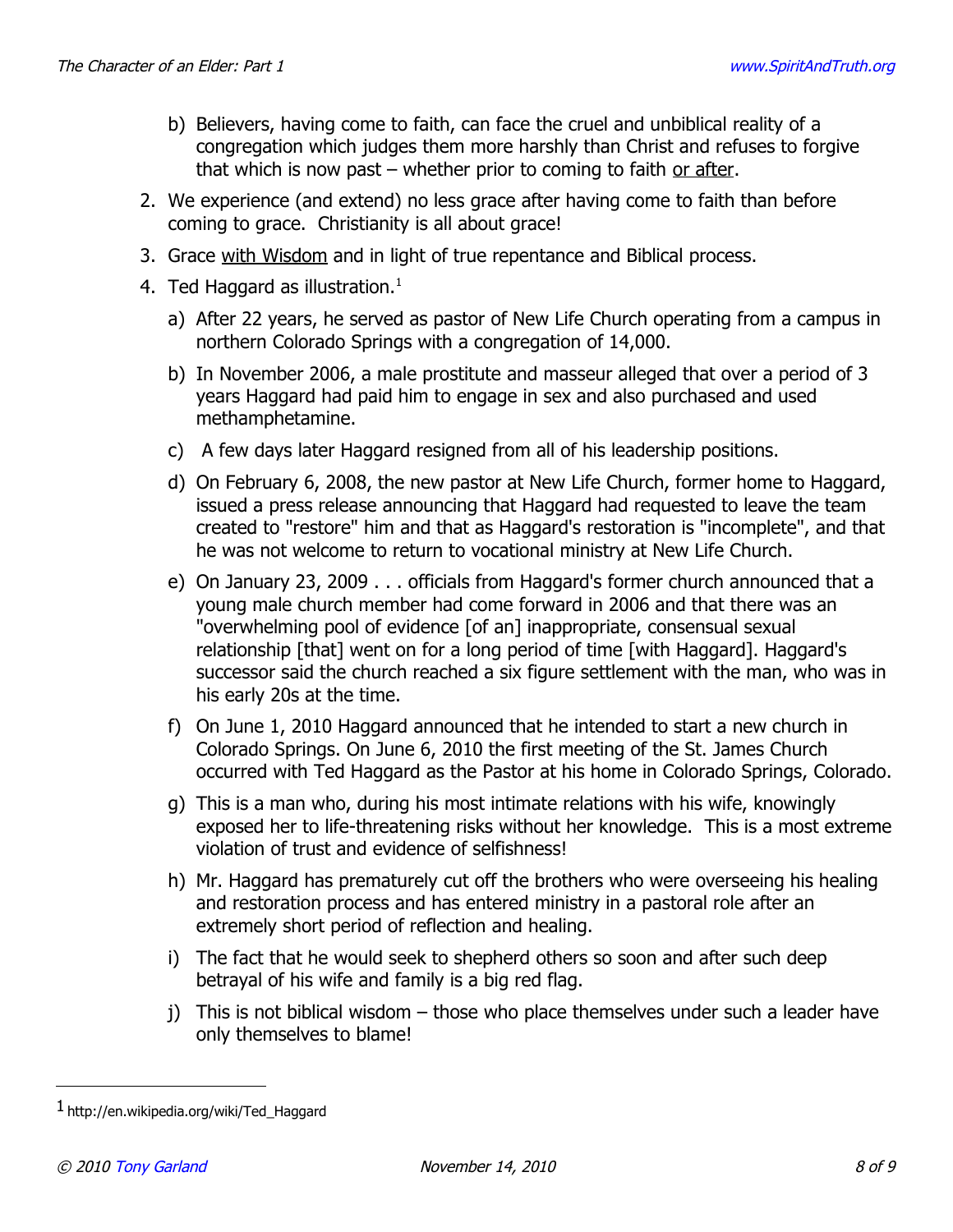b) Believers, having come to faith, can face the cruel and unbiblical reality of a congregation which judges them more harshly than Christ and refuses to forgive that which is now past – whether prior to coming to faith <u>or after</u>.

2. We experience (and extend) no less grace after having come to faith than before coming to grace. Christianity is all about grace!
3. Grace <u>with Wisdom</u> and in light of true repentance and Biblical process.
4. Ted Haggard as illustration.[1]
   a) After 22 years, he served as pastor of New Life Church operating from a campus in northern Colorado Springs with a congregation of 14,000.
   b) In November 2006, a male prostitute and masseur alleged that over a period of 3 years Haggard had paid him to engage in sex and also purchased and used methamphetamine.
   c) A few days later Haggard resigned from all of his leadership positions.
   d) On February 6, 2008, the new pastor at New Life Church, former home to Haggard, issued a press release announcing that Haggard had requested to leave the team created to "restore" him and that as Haggard's restoration is "incomplete", and that he was not welcome to return to vocational ministry at New Life Church.
   e) On January 23, 2009 . . . officials from Haggard's former church announced that a young male church member had come forward in 2006 and that there was an "overwhelming pool of evidence [of an] inappropriate, consensual sexual relationship [that] went on for a long period of time [with Haggard]. Haggard's successor said the church reached a six figure settlement with the man, who was in his early 20s at the time.
   f) On June 1, 2010 Haggard announced that he intended to start a new church in Colorado Springs. On June 6, 2010 the first meeting of the St. James Church occurred with Ted Haggard as the Pastor at his home in Colorado Springs, Colorado.
   g) This is a man who, during his most intimate relations with his wife, knowingly exposed her to life-threatening risks without her knowledge. This is a most extreme violation of trust and evidence of selfishness!
   h) Mr. Haggard has prematurely cut off the brothers who were overseeing his healing and restoration process and has entered ministry in a pastoral role after an extremely short period of reflection and healing.
   i) The fact that he would seek to shepherd others so soon and after such deep betrayal of his wife and family is a big red flag.
   j) This is not biblical wisdom – those who place themselves under such a leader have only themselves to blame!

---

[1] http://en.wikipedia.org/wiki/Ted_Haggard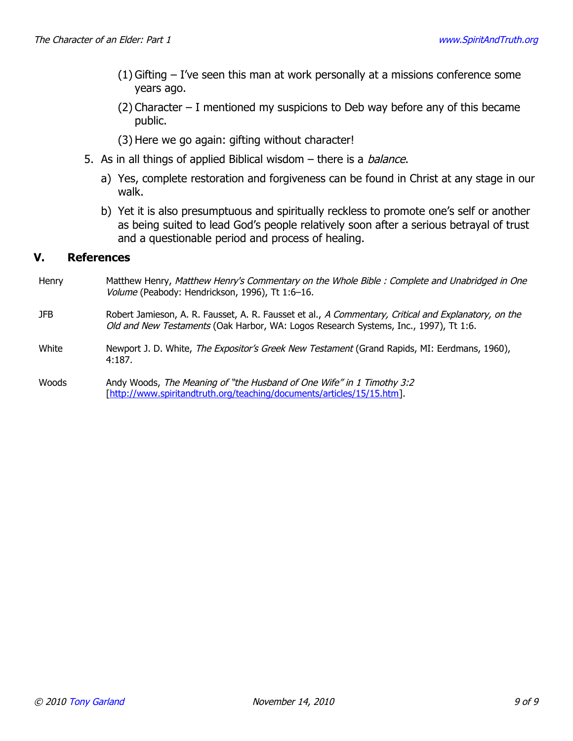(1) Gifting – I've seen this man at work personally at a missions conference some years ago.

(2) Character – I mentioned my suspicions to Deb way before any of this became public.

(3) Here we go again: gifting without character!

5. As in all things of applied Biblical wisdom – there is a *balance*.

   a) Yes, complete restoration and forgiveness can be found in Christ at any stage in our walk.

   b) Yet it is also presumptuous and spiritually reckless to promote one's self or another as being suited to lead God's people relatively soon after a serious betrayal of trust and a questionable period and process of healing.

## V. References

| | |
|---|---|
| Henry | Matthew Henry, *Matthew Henry's Commentary on the Whole Bible : Complete and Unabridged in One Volume* (Peabody: Hendrickson, 1996), Tt 1:6–16. |
| JFB | Robert Jamieson, A. R. Fausset, A. R. Fausset et al., *A Commentary, Critical and Explanatory, on the Old and New Testaments* (Oak Harbor, WA: Logos Research Systems, Inc., 1997), Tt 1:6. |
| White | Newport J. D. White, *The Expositor's Greek New Testament* (Grand Rapids, MI: Eerdmans, 1960), 4:187. |
| Woods | Andy Woods, *The Meaning of "the Husband of One Wife" in 1 Timothy 3:2* [http://www.spiritandtruth.org/teaching/documents/articles/15/15.htm]. |